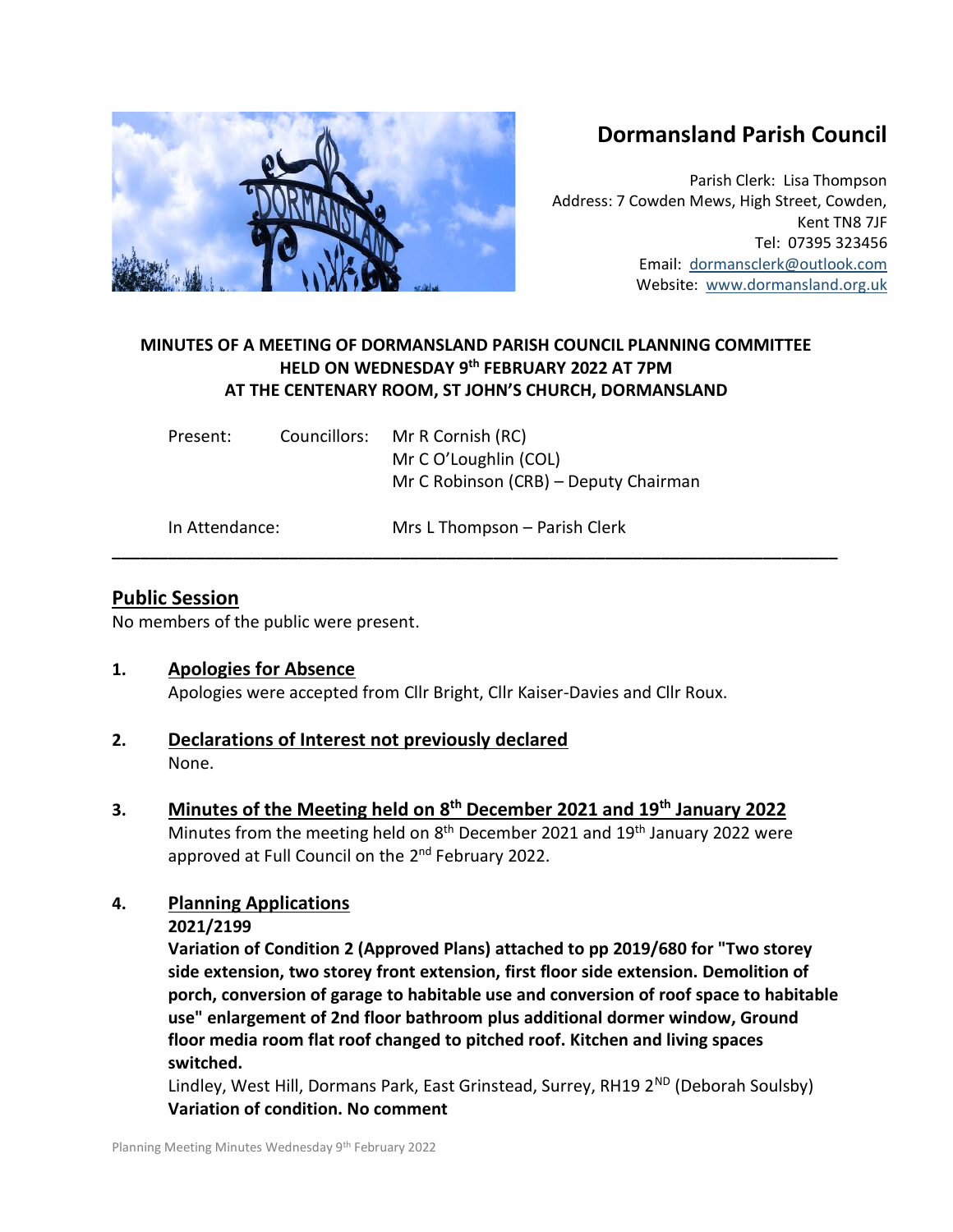# Dormansland Parish Council

Parish Clerk: Lisa Thompson
Address: 7 Cowden Mews, High Street, Cowden, Kent TN8 7JF
Tel: 07395 323456
Email: dormansclerk@outlook.com
Website: www.dormansland.org.uk

**MINUTES OF A MEETING OF DORMANSLAND PARISH COUNCIL PLANNING COMMITTEE HELD ON WEDNESDAY 9th FEBRUARY 2022 AT 7PM AT THE CENTENARY ROOM, ST JOHN'S CHURCH, DORMANSLAND**

| Present: | Councillors: | Mr R Cornish (RC) |
|---|---|---|
| | | Mr C O'Loughlin (COL) |
| | | Mr C Robinson (CRB) – Deputy Chairman |
| In Attendance: | | Mrs L Thompson – Parish Clerk |

---

## Public Session

No members of the public were present.

**1. Apologies for Absence**

Apologies were accepted from Cllr Bright, Cllr Kaiser-Davies and Cllr Roux.

**2. Declarations of Interest not previously declared**

None.

**3. Minutes of the Meeting held on 8th December 2021 and 19th January 2022**

Minutes from the meeting held on 8th December 2021 and 19th January 2022 were approved at Full Council on the 2nd February 2022.

**4. Planning Applications**

**2021/2199**

**Variation of Condition 2 (Approved Plans) attached to pp 2019/680 for "Two storey side extension, two storey front extension, first floor side extension. Demolition of porch, conversion of garage to habitable use and conversion of roof space to habitable use" enlargement of 2nd floor bathroom plus additional dormer window, Ground floor media room flat roof changed to pitched roof. Kitchen and living spaces switched.**

Lindley, West Hill, Dormans Park, East Grinstead, Surrey, RH19 2ND (Deborah Soulsby)

**Variation of condition. No comment**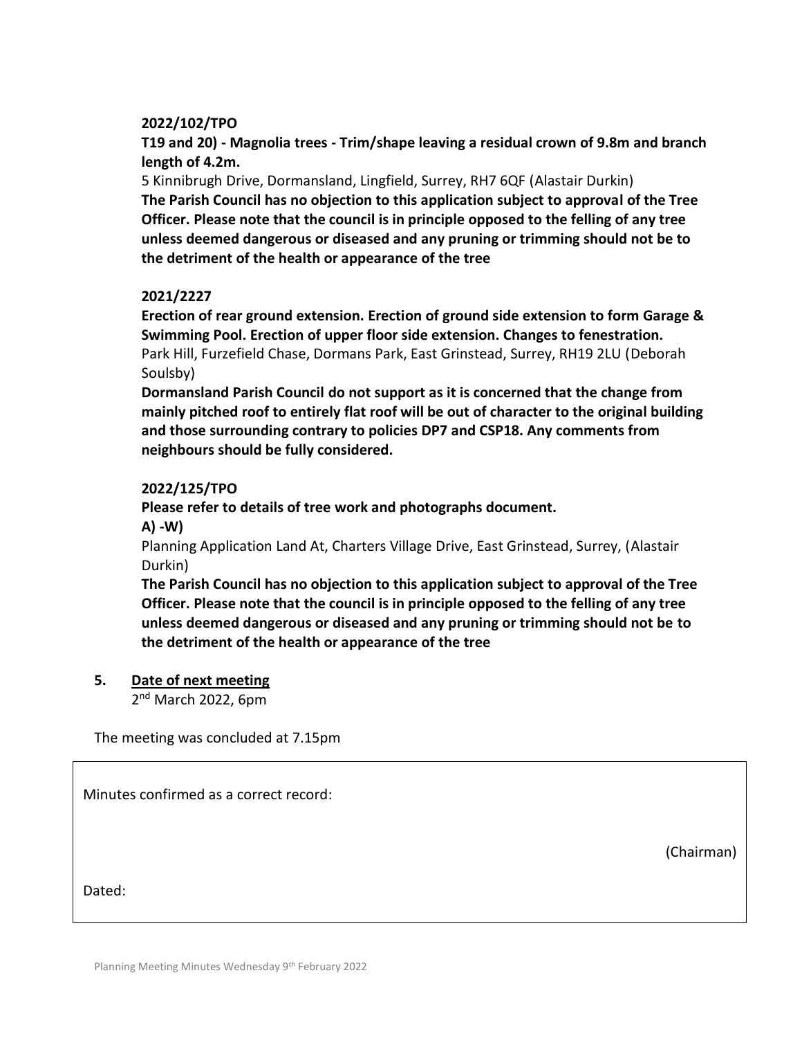**2022/102/TPO**

**T19 and 20) - Magnolia trees - Trim/shape leaving a residual crown of 9.8m and branch length of 4.2m.**

5 Kinnibrugh Drive, Dormansland, Lingfield, Surrey, RH7 6QF (Alastair Durkin)

**The Parish Council has no objection to this application subject to approval of the Tree Officer. Please note that the council is in principle opposed to the felling of any tree unless deemed dangerous or diseased and any pruning or trimming should not be to the detriment of the health or appearance of the tree**

**2021/2227**

**Erection of rear ground extension. Erection of ground side extension to form Garage & Swimming Pool. Erection of upper floor side extension. Changes to fenestration.**

Park Hill, Furzefield Chase, Dormans Park, East Grinstead, Surrey, RH19 2LU (Deborah Soulsby)

**Dormansland Parish Council do not support as it is concerned that the change from mainly pitched roof to entirely flat roof will be out of character to the original building and those surrounding contrary to policies DP7 and CSP18. Any comments from neighbours should be fully considered.**

**2022/125/TPO**

**Please refer to details of tree work and photographs document.**

**A) -W)**

Planning Application Land At, Charters Village Drive, East Grinstead, Surrey, (Alastair Durkin)

**The Parish Council has no objection to this application subject to approval of the Tree Officer. Please note that the council is in principle opposed to the felling of any tree unless deemed dangerous or diseased and any pruning or trimming should not be to the detriment of the health or appearance of the tree**

**5. <u>Date of next meeting</u>**

2nd March 2022, 6pm

The meeting was concluded at 7.15pm

Minutes confirmed as a correct record:

(Chairman)

Dated: